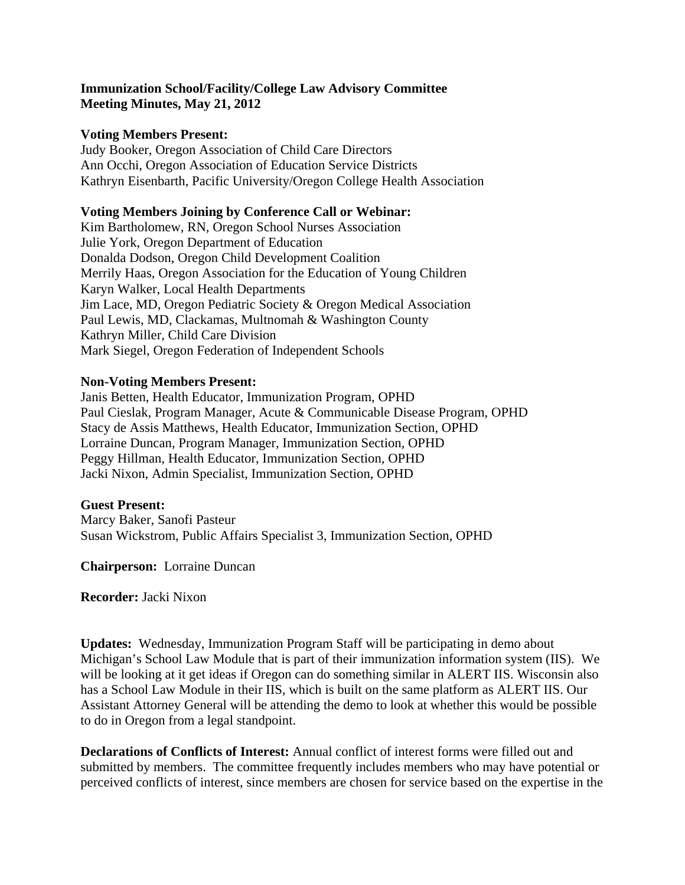**Immunization School/Facility/College Law Advisory Committee**
**Meeting Minutes, May 21, 2012**

**Voting Members Present:**
Judy Booker, Oregon Association of Child Care Directors
Ann Occhi, Oregon Association of Education Service Districts
Kathryn Eisenbarth, Pacific University/Oregon College Health Association

**Voting Members Joining by Conference Call or Webinar:**
Kim Bartholomew, RN, Oregon School Nurses Association
Julie York, Oregon Department of Education
Donalda Dodson, Oregon Child Development Coalition
Merrily Haas, Oregon Association for the Education of Young Children
Karyn Walker, Local Health Departments
Jim Lace, MD, Oregon Pediatric Society & Oregon Medical Association
Paul Lewis, MD, Clackamas, Multnomah & Washington County
Kathryn Miller, Child Care Division
Mark Siegel, Oregon Federation of Independent Schools

**Non-Voting Members Present:**
Janis Betten, Health Educator, Immunization Program, OPHD
Paul Cieslak, Program Manager, Acute & Communicable Disease Program, OPHD
Stacy de Assis Matthews, Health Educator, Immunization Section, OPHD
Lorraine Duncan, Program Manager, Immunization Section, OPHD
Peggy Hillman, Health Educator, Immunization Section, OPHD
Jacki Nixon, Admin Specialist, Immunization Section, OPHD

**Guest Present:**
Marcy Baker, Sanofi Pasteur
Susan Wickstrom, Public Affairs Specialist 3, Immunization Section, OPHD

**Chairperson:** Lorraine Duncan

**Recorder:** Jacki Nixon

**Updates:** Wednesday, Immunization Program Staff will be participating in demo about Michigan's School Law Module that is part of their immunization information system (IIS). We will be looking at it get ideas if Oregon can do something similar in ALERT IIS. Wisconsin also has a School Law Module in their IIS, which is built on the same platform as ALERT IIS. Our Assistant Attorney General will be attending the demo to look at whether this would be possible to do in Oregon from a legal standpoint.

**Declarations of Conflicts of Interest:** Annual conflict of interest forms were filled out and submitted by members. The committee frequently includes members who may have potential or perceived conflicts of interest, since members are chosen for service based on the expertise in the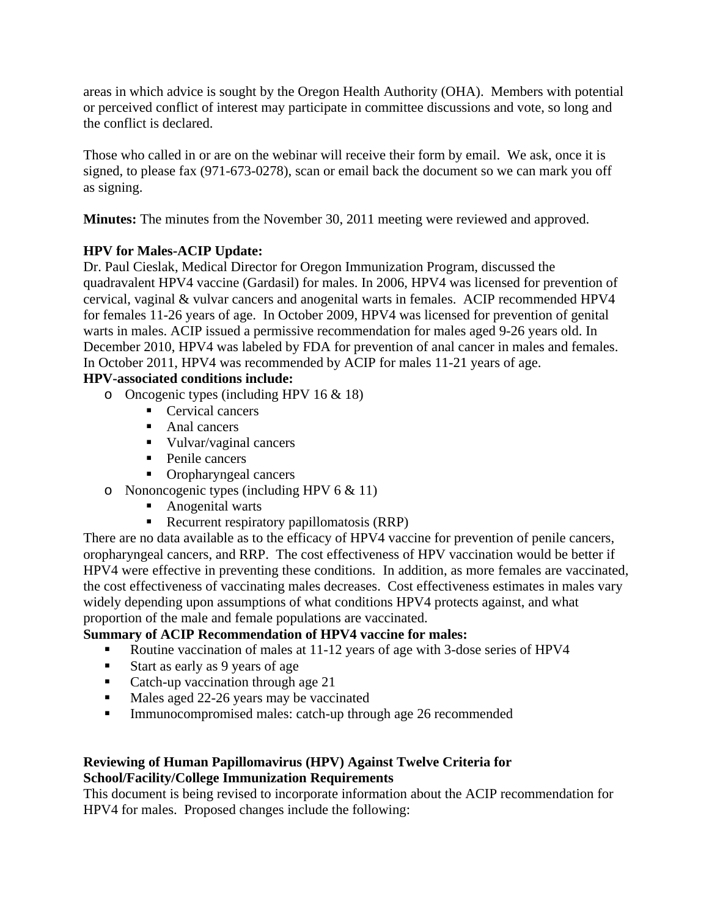areas in which advice is sought by the Oregon Health Authority (OHA). Members with potential or perceived conflict of interest may participate in committee discussions and vote, so long and the conflict is declared.

Those who called in or are on the webinar will receive their form by email. We ask, once it is signed, to please fax (971-673-0278), scan or email back the document so we can mark you off as signing.

**Minutes:** The minutes from the November 30, 2011 meeting were reviewed and approved.

**HPV for Males-ACIP Update:**
Dr. Paul Cieslak, Medical Director for Oregon Immunization Program, discussed the quadravalent HPV4 vaccine (Gardasil) for males. In 2006, HPV4 was licensed for prevention of cervical, vaginal & vulvar cancers and anogenital warts in females. ACIP recommended HPV4 for females 11-26 years of age. In October 2009, HPV4 was licensed for prevention of genital warts in males. ACIP issued a permissive recommendation for males aged 9-26 years old. In December 2010, HPV4 was labeled by FDA for prevention of anal cancer in males and females. In October 2011, HPV4 was recommended by ACIP for males 11-21 years of age.

**HPV-associated conditions include:**

- Oncogenic types (including HPV 16 & 18)
  - Cervical cancers
  - Anal cancers
  - Vulvar/vaginal cancers
  - Penile cancers
  - Oropharyngeal cancers
- Nononcogenic types (including HPV 6 & 11)
  - Anogenital warts
  - Recurrent respiratory papillomatosis (RRP)

There are no data available as to the efficacy of HPV4 vaccine for prevention of penile cancers, oropharyngeal cancers, and RRP. The cost effectiveness of HPV vaccination would be better if HPV4 were effective in preventing these conditions. In addition, as more females are vaccinated, the cost effectiveness of vaccinating males decreases. Cost effectiveness estimates in males vary widely depending upon assumptions of what conditions HPV4 protects against, and what proportion of the male and female populations are vaccinated.

**Summary of ACIP Recommendation of HPV4 vaccine for males:**

- Routine vaccination of males at 11-12 years of age with 3-dose series of HPV4
- Start as early as 9 years of age
- Catch-up vaccination through age 21
- Males aged 22-26 years may be vaccinated
- Immunocompromised males: catch-up through age 26 recommended

**Reviewing of Human Papillomavirus (HPV) Against Twelve Criteria for School/Facility/College Immunization Requirements**
This document is being revised to incorporate information about the ACIP recommendation for HPV4 for males. Proposed changes include the following: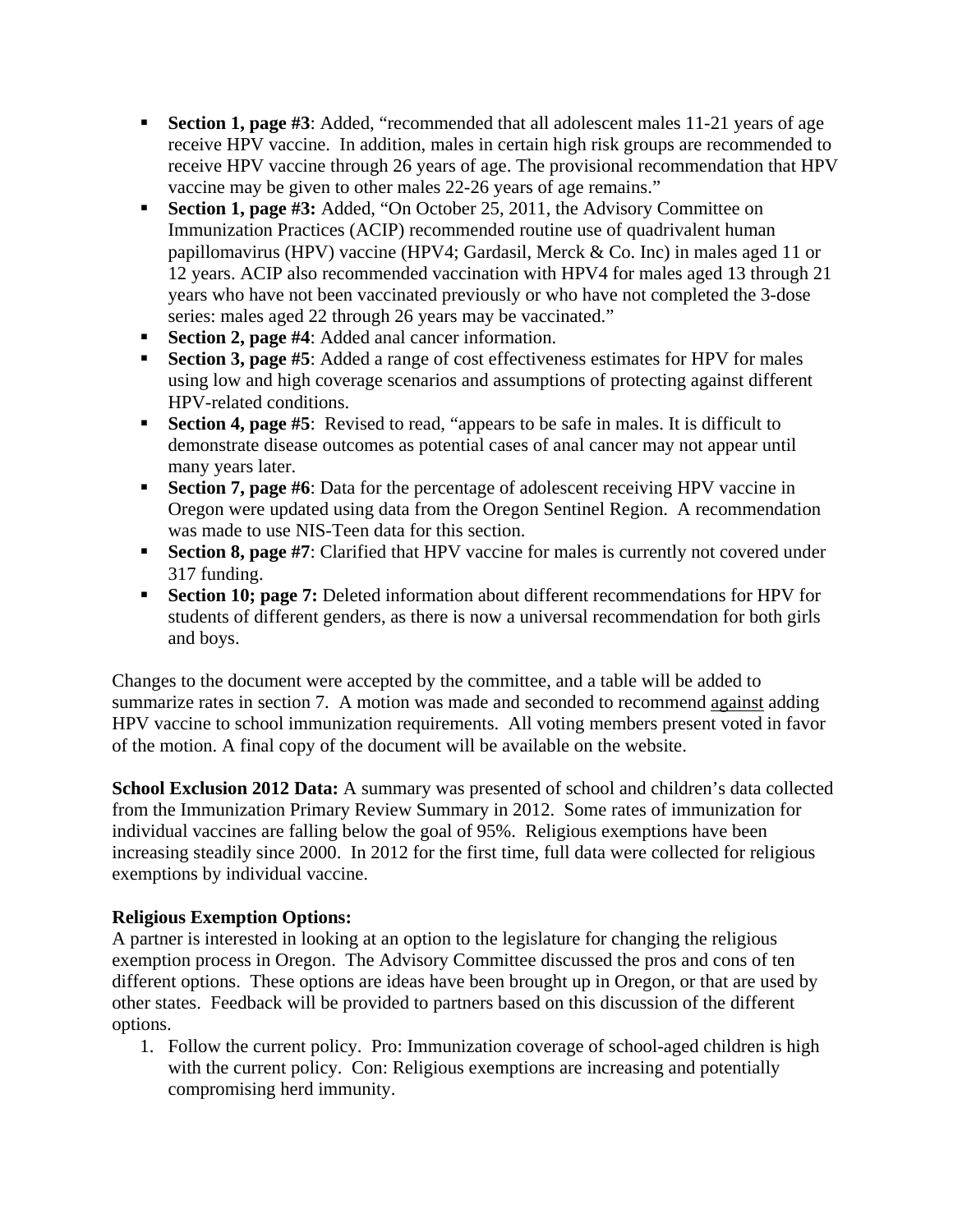- **Section 1, page #3**: Added, "recommended that all adolescent males 11-21 years of age receive HPV vaccine. In addition, males in certain high risk groups are recommended to receive HPV vaccine through 26 years of age. The provisional recommendation that HPV vaccine may be given to other males 22-26 years of age remains."
- **Section 1, page #3:** Added, "On October 25, 2011, the Advisory Committee on Immunization Practices (ACIP) recommended routine use of quadrivalent human papillomavirus (HPV) vaccine (HPV4; Gardasil, Merck & Co. Inc) in males aged 11 or 12 years. ACIP also recommended vaccination with HPV4 for males aged 13 through 21 years who have not been vaccinated previously or who have not completed the 3-dose series: males aged 22 through 26 years may be vaccinated."
- **Section 2, page #4**: Added anal cancer information.
- **Section 3, page #5**: Added a range of cost effectiveness estimates for HPV for males using low and high coverage scenarios and assumptions of protecting against different HPV-related conditions.
- **Section 4, page #5**: Revised to read, "appears to be safe in males. It is difficult to demonstrate disease outcomes as potential cases of anal cancer may not appear until many years later.
- **Section 7, page #6**: Data for the percentage of adolescent receiving HPV vaccine in Oregon were updated using data from the Oregon Sentinel Region. A recommendation was made to use NIS-Teen data for this section.
- **Section 8, page #7**: Clarified that HPV vaccine for males is currently not covered under 317 funding.
- **Section 10; page 7:** Deleted information about different recommendations for HPV for students of different genders, as there is now a universal recommendation for both girls and boys.

Changes to the document were accepted by the committee, and a table will be added to summarize rates in section 7. A motion was made and seconded to recommend <u>against</u> adding HPV vaccine to school immunization requirements. All voting members present voted in favor of the motion. A final copy of the document will be available on the website.

**School Exclusion 2012 Data:** A summary was presented of school and children's data collected from the Immunization Primary Review Summary in 2012. Some rates of immunization for individual vaccines are falling below the goal of 95%. Religious exemptions have been increasing steadily since 2000. In 2012 for the first time, full data were collected for religious exemptions by individual vaccine.

**Religious Exemption Options:**
A partner is interested in looking at an option to the legislature for changing the religious exemption process in Oregon. The Advisory Committee discussed the pros and cons of ten different options. These options are ideas have been brought up in Oregon, or that are used by other states. Feedback will be provided to partners based on this discussion of the different options.

1. Follow the current policy. Pro: Immunization coverage of school-aged children is high with the current policy. Con: Religious exemptions are increasing and potentially compromising herd immunity.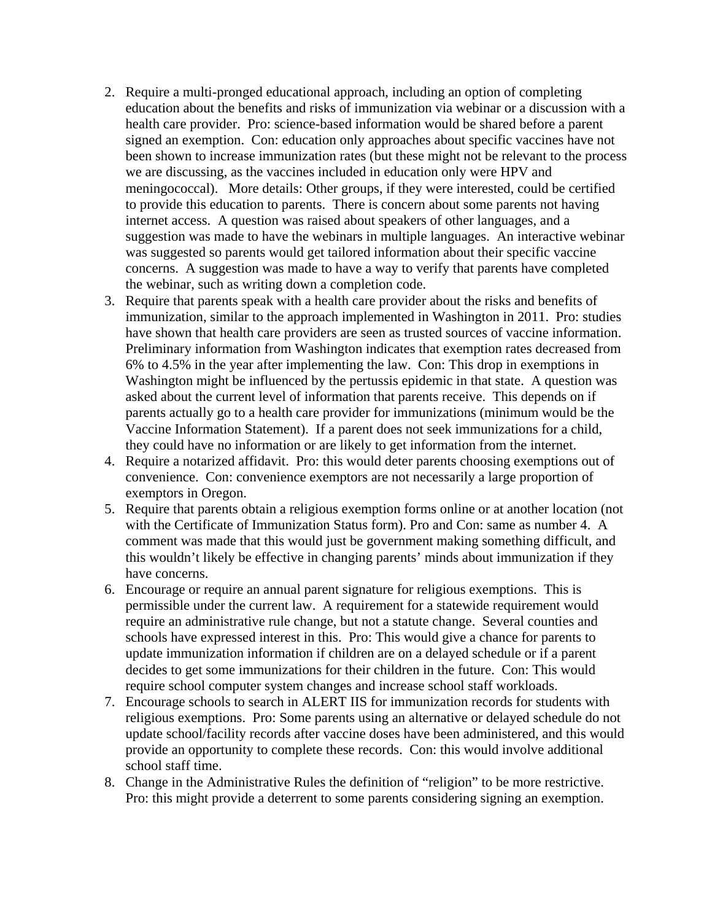2. Require a multi-pronged educational approach, including an option of completing education about the benefits and risks of immunization via webinar or a discussion with a health care provider. Pro: science-based information would be shared before a parent signed an exemption. Con: education only approaches about specific vaccines have not been shown to increase immunization rates (but these might not be relevant to the process we are discussing, as the vaccines included in education only were HPV and meningococcal). More details: Other groups, if they were interested, could be certified to provide this education to parents. There is concern about some parents not having internet access. A question was raised about speakers of other languages, and a suggestion was made to have the webinars in multiple languages. An interactive webinar was suggested so parents would get tailored information about their specific vaccine concerns. A suggestion was made to have a way to verify that parents have completed the webinar, such as writing down a completion code.
3. Require that parents speak with a health care provider about the risks and benefits of immunization, similar to the approach implemented in Washington in 2011. Pro: studies have shown that health care providers are seen as trusted sources of vaccine information. Preliminary information from Washington indicates that exemption rates decreased from 6% to 4.5% in the year after implementing the law. Con: This drop in exemptions in Washington might be influenced by the pertussis epidemic in that state. A question was asked about the current level of information that parents receive. This depends on if parents actually go to a health care provider for immunizations (minimum would be the Vaccine Information Statement). If a parent does not seek immunizations for a child, they could have no information or are likely to get information from the internet.
4. Require a notarized affidavit. Pro: this would deter parents choosing exemptions out of convenience. Con: convenience exemptors are not necessarily a large proportion of exemptors in Oregon.
5. Require that parents obtain a religious exemption forms online or at another location (not with the Certificate of Immunization Status form). Pro and Con: same as number 4. A comment was made that this would just be government making something difficult, and this wouldn't likely be effective in changing parents' minds about immunization if they have concerns.
6. Encourage or require an annual parent signature for religious exemptions. This is permissible under the current law. A requirement for a statewide requirement would require an administrative rule change, but not a statute change. Several counties and schools have expressed interest in this. Pro: This would give a chance for parents to update immunization information if children are on a delayed schedule or if a parent decides to get some immunizations for their children in the future. Con: This would require school computer system changes and increase school staff workloads.
7. Encourage schools to search in ALERT IIS for immunization records for students with religious exemptions. Pro: Some parents using an alternative or delayed schedule do not update school/facility records after vaccine doses have been administered, and this would provide an opportunity to complete these records. Con: this would involve additional school staff time.
8. Change in the Administrative Rules the definition of "religion" to be more restrictive. Pro: this might provide a deterrent to some parents considering signing an exemption.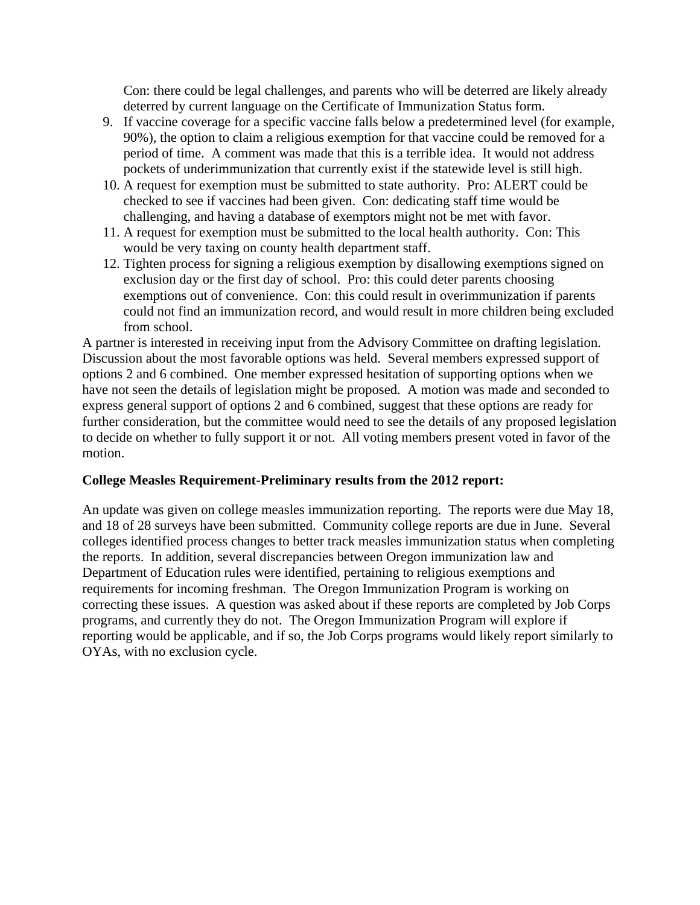Con: there could be legal challenges, and parents who will be deterred are likely already deterred by current language on the Certificate of Immunization Status form.

9. If vaccine coverage for a specific vaccine falls below a predetermined level (for example, 90%), the option to claim a religious exemption for that vaccine could be removed for a period of time. A comment was made that this is a terrible idea. It would not address pockets of underimmunization that currently exist if the statewide level is still high.
10. A request for exemption must be submitted to state authority. Pro: ALERT could be checked to see if vaccines had been given. Con: dedicating staff time would be challenging, and having a database of exemptors might not be met with favor.
11. A request for exemption must be submitted to the local health authority. Con: This would be very taxing on county health department staff.
12. Tighten process for signing a religious exemption by disallowing exemptions signed on exclusion day or the first day of school. Pro: this could deter parents choosing exemptions out of convenience. Con: this could result in overimmunization if parents could not find an immunization record, and would result in more children being excluded from school.

A partner is interested in receiving input from the Advisory Committee on drafting legislation. Discussion about the most favorable options was held. Several members expressed support of options 2 and 6 combined. One member expressed hesitation of supporting options when we have not seen the details of legislation might be proposed. A motion was made and seconded to express general support of options 2 and 6 combined, suggest that these options are ready for further consideration, but the committee would need to see the details of any proposed legislation to decide on whether to fully support it or not. All voting members present voted in favor of the motion.

**College Measles Requirement-Preliminary results from the 2012 report:**

An update was given on college measles immunization reporting. The reports were due May 18, and 18 of 28 surveys have been submitted. Community college reports are due in June. Several colleges identified process changes to better track measles immunization status when completing the reports. In addition, several discrepancies between Oregon immunization law and Department of Education rules were identified, pertaining to religious exemptions and requirements for incoming freshman. The Oregon Immunization Program is working on correcting these issues. A question was asked about if these reports are completed by Job Corps programs, and currently they do not. The Oregon Immunization Program will explore if reporting would be applicable, and if so, the Job Corps programs would likely report similarly to OYAs, with no exclusion cycle.